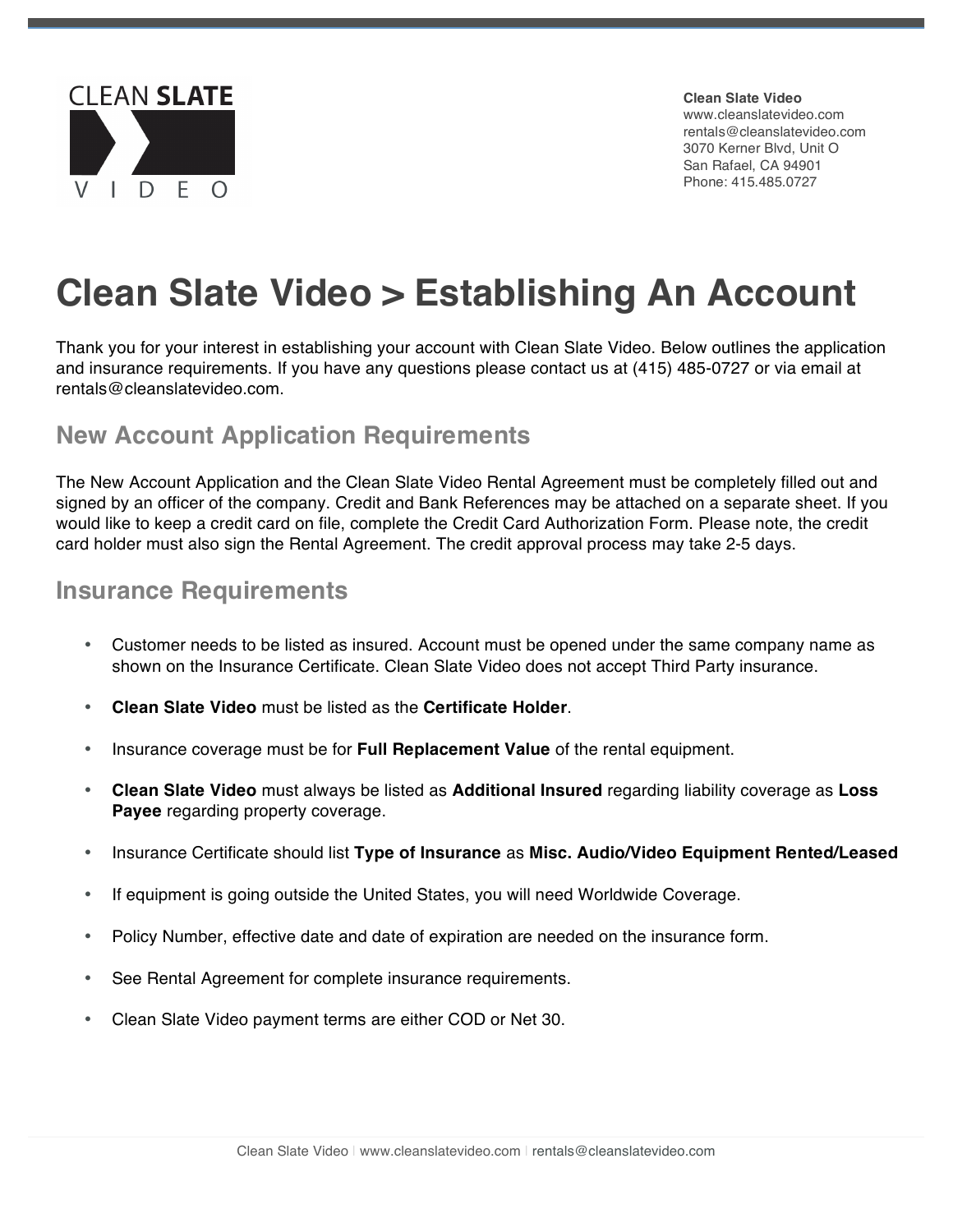Clean Slate Video
www.cleanslatevideo.com
rentals@cleanslatevideo.com
3070 Kerner Blvd, Unit O
San Rafael, CA 94901
Phone: 415.485.0727

# Clean Slate Video > Establishing An Account

Thank you for your interest in establishing your account with Clean Slate Video. Below outlines the application and insurance requirements. If you have any questions please contact us at (415) 485-0727 or via email at rentals@cleanslatevideo.com.

## New Account Application Requirements

The New Account Application and the Clean Slate Video Rental Agreement must be completely filled out and signed by an officer of the company. Credit and Bank References may be attached on a separate sheet. If you would like to keep a credit card on file, complete the Credit Card Authorization Form. Please note, the credit card holder must also sign the Rental Agreement. The credit approval process may take 2-5 days.

## Insurance Requirements

- Customer needs to be listed as insured. Account must be opened under the same company name as shown on the Insurance Certificate. Clean Slate Video does not accept Third Party insurance.
- **Clean Slate Video** must be listed as the **Certificate Holder**.
- Insurance coverage must be for **Full Replacement Value** of the rental equipment.
- **Clean Slate Video** must always be listed as **Additional Insured** regarding liability coverage as **Loss Payee** regarding property coverage.
- Insurance Certificate should list **Type of Insurance** as **Misc. Audio/Video Equipment Rented/Leased**
- If equipment is going outside the United States, you will need Worldwide Coverage.
- Policy Number, effective date and date of expiration are needed on the insurance form.
- See Rental Agreement for complete insurance requirements.
- Clean Slate Video payment terms are either COD or Net 30.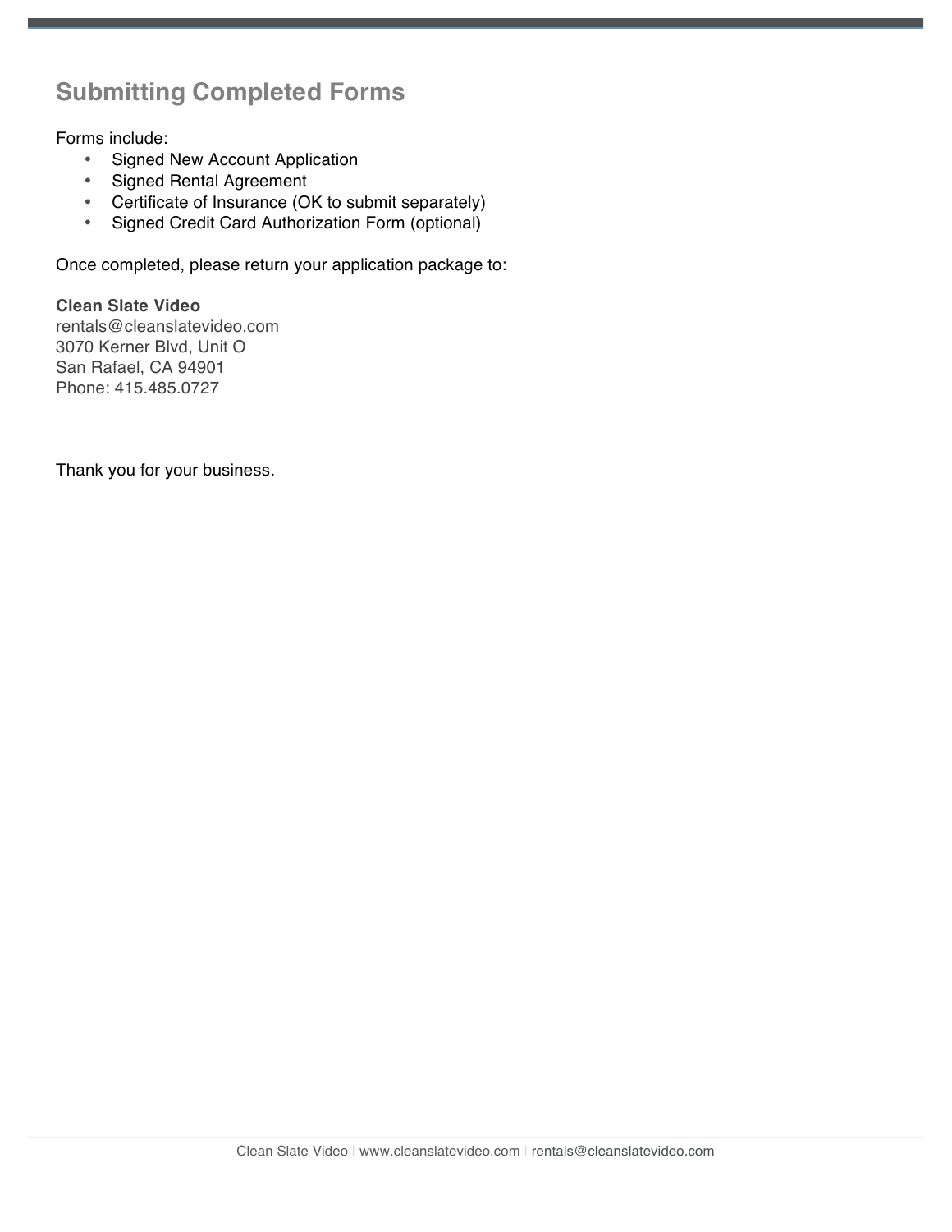## Submitting Completed Forms

Forms include:

- Signed New Account Application
- Signed Rental Agreement
- Certificate of Insurance (OK to submit separately)
- Signed Credit Card Authorization Form (optional)

Once completed, please return your application package to:

**Clean Slate Video**
rentals@cleanslatevideo.com
3070 Kerner Blvd, Unit O
San Rafael, CA 94901
Phone: 415.485.0727

Thank you for your business.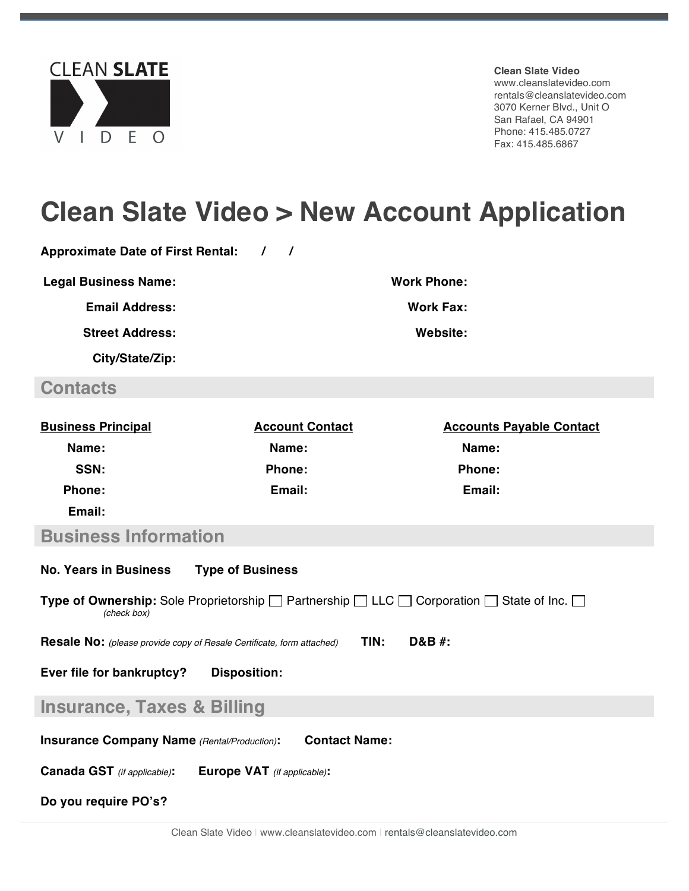CLEAN SLATE VIDEO

**Clean Slate Video**
www.cleanslatevideo.com
rentals@cleanslatevideo.com
3070 Kerner Blvd., Unit O
San Rafael, CA 94901
Phone: 415.485.0727
Fax: 415.485.6867

# Clean Slate Video > New Account Application

**Approximate Date of First Rental:** / /

**Legal Business Name:**

**Email Address:**

**Street Address:**

**City/State/Zip:**

**Work Phone:**

**Work Fax:**

**Website:**

## Contacts

**Business Principal**

**Name:**

**SSN:**

**Phone:**

**Email:**

**Account Contact**

**Name:**

**Phone:**

**Email:**

**Accounts Payable Contact**

**Name:**

**Phone:**

**Email:**

## Business Information

**No. Years in Business** **Type of Business**

**Type of Ownership:** Sole Proprietorship ☐ Partnership ☐ LLC ☐ Corporation ☐ State of Inc. ☐
*(check box)*

**Resale No:** *(please provide copy of Resale Certificate, form attached)* **TIN:** **D&B #:**

**Ever file for bankruptcy?** **Disposition:**

## Insurance, Taxes & Billing

**Insurance Company Name** *(Rental/Production)*: **Contact Name:**

**Canada GST** *(if applicable)*: **Europe VAT** *(if applicable)*:

**Do you require PO's?**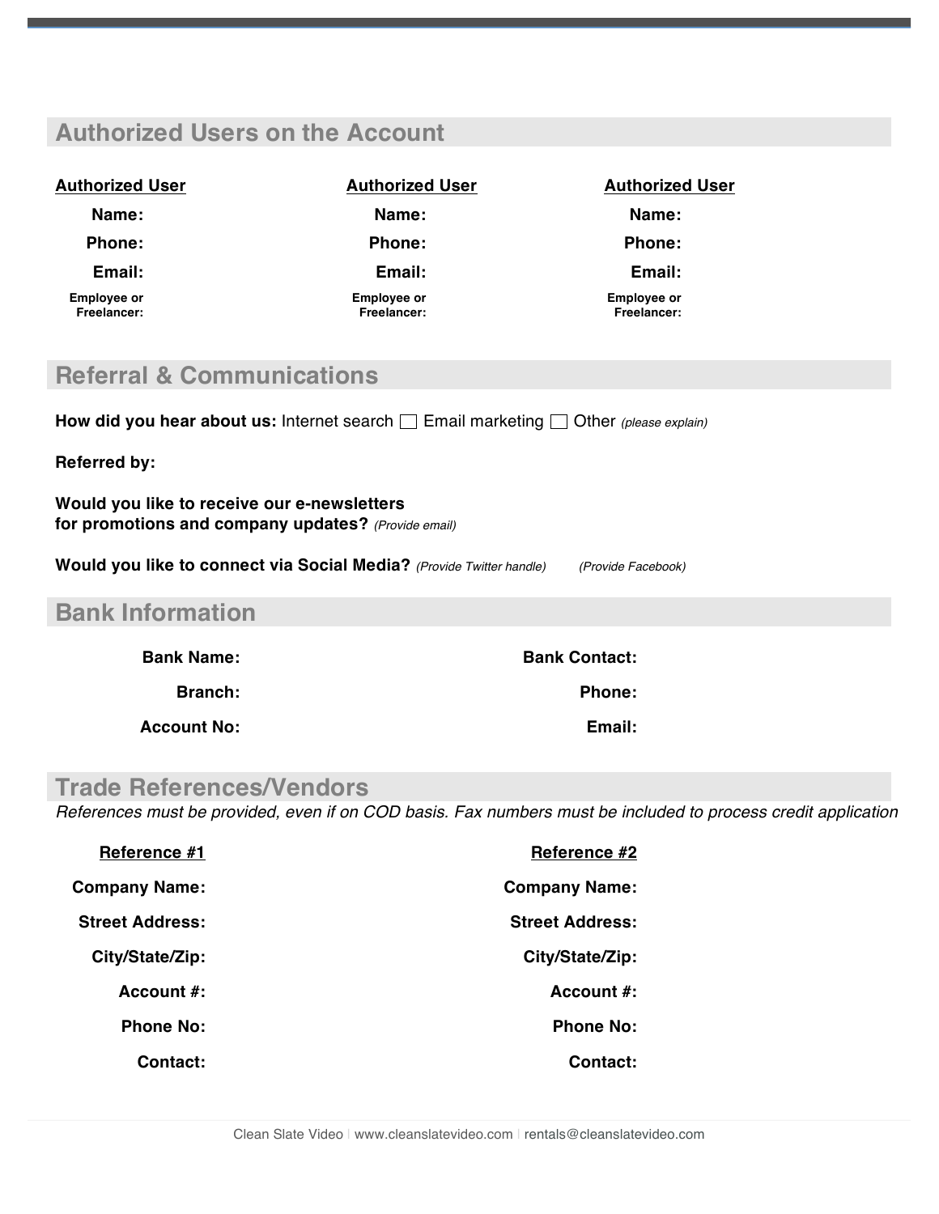## Authorized Users on the Account

| **Authorized User** | **Authorized User** | **Authorized User** |
|---|---|---|
| **Name:** | **Name:** | **Name:** |
| **Phone:** | **Phone:** | **Phone:** |
| **Email:** | **Email:** | **Email:** |
| **Employee or Freelancer:** | **Employee or Freelancer:** | **Employee or Freelancer:** |

## Referral & Communications

**How did you hear about us:** Internet search ☐ Email marketing ☐ Other *(please explain)*

**Referred by:**

**Would you like to receive our e-newsletters for promotions and company updates?** *(Provide email)*

**Would you like to connect via Social Media?** *(Provide Twitter handle)* *(Provide Facebook)*

## Bank Information

**Bank Name:**

**Branch:**

**Account No:**

**Bank Contact:**

**Phone:**

**Email:**

## Trade References/Vendors

*References must be provided, even if on COD basis. Fax numbers must be included to process credit application*

| **Reference #1** | **Reference #2** |
|---|---|
| **Company Name:** | **Company Name:** |
| **Street Address:** | **Street Address:** |
| **City/State/Zip:** | **City/State/Zip:** |
| **Account #:** | **Account #:** |
| **Phone No:** | **Phone No:** |
| **Contact:** | **Contact:** |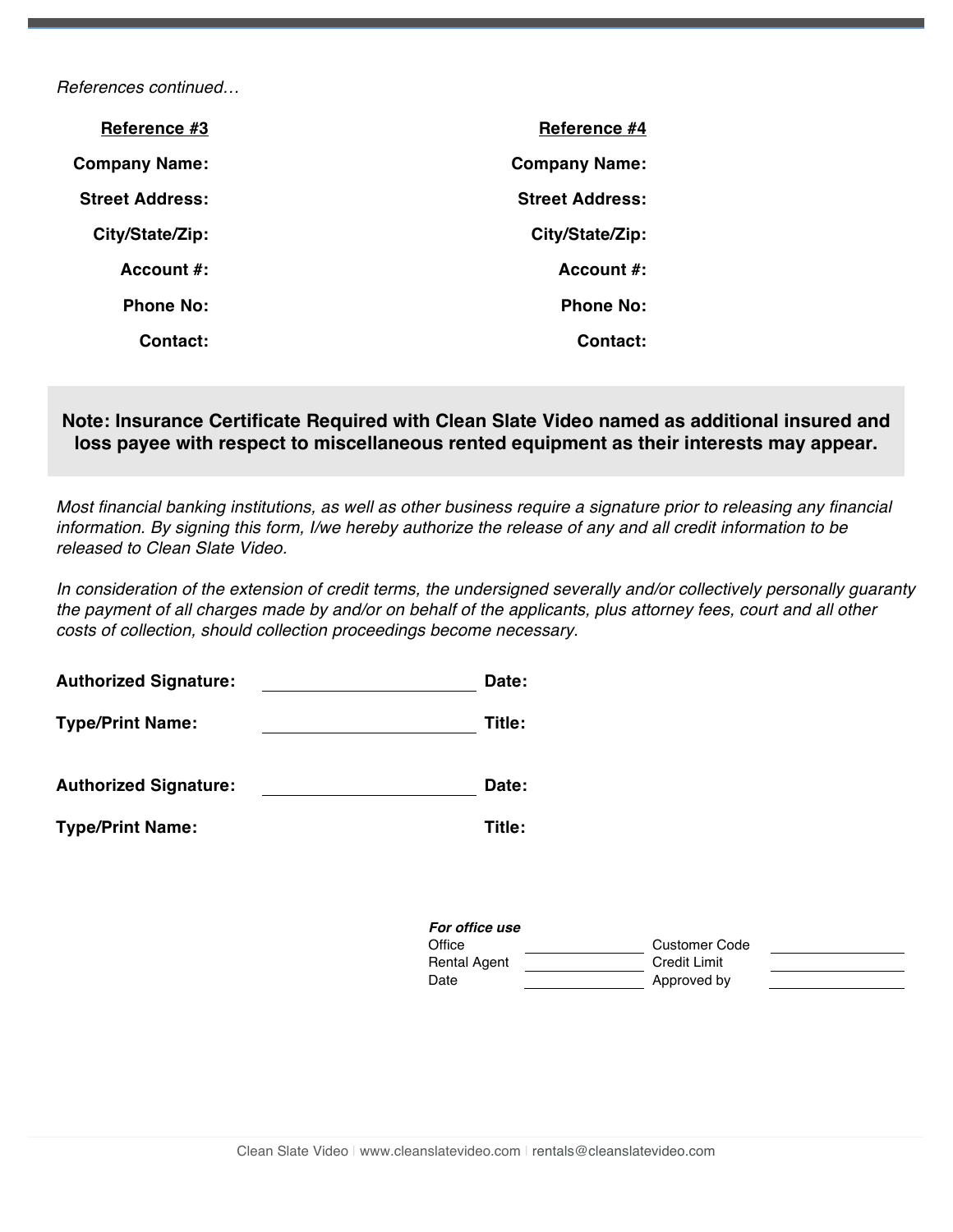*References continued…*

| **Reference #3** | | **Reference #4** | |
|---|---|---|---|
| **Company Name:** | | **Company Name:** | |
| **Street Address:** | | **Street Address:** | |
| **City/State/Zip:** | | **City/State/Zip:** | |
| **Account #:** | | **Account #:** | |
| **Phone No:** | | **Phone No:** | |
| **Contact:** | | **Contact:** | |

**Note: Insurance Certificate Required with Clean Slate Video named as additional insured and loss payee with respect to miscellaneous rented equipment as their interests may appear.**

*Most financial banking institutions, as well as other business require a signature prior to releasing any financial information. By signing this form, I/we hereby authorize the release of any and all credit information to be released to Clean Slate Video.*

*In consideration of the extension of credit terms, the undersigned severally and/or collectively personally guaranty the payment of all charges made by and/or on behalf of the applicants, plus attorney fees, court and all other costs of collection, should collection proceedings become necessary.*

**Authorized Signature:** ______________________ **Date:**

**Type/Print Name:** ______________________ **Title:**

**Authorized Signature:** ______________________ **Date:**

**Type/Print Name:** **Title:**

***For office use***

| | | | |
|---|---|---|---|
| Office | ____________ | Customer Code | ____________ |
| Rental Agent | ____________ | Credit Limit | ____________ |
| Date | ____________ | Approved by | ____________ |

Clean Slate Video | www.cleanslatevideo.com | rentals@cleanslatevideo.com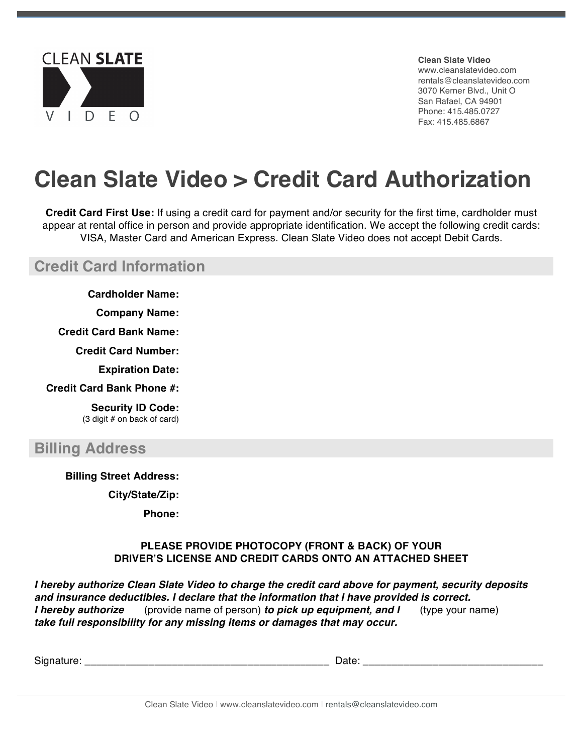CLEAN **SLATE**
V I D E O

**Clean Slate Video**
www.cleanslatevideo.com
rentals@cleanslatevideo.com
3070 Kerner Blvd., Unit O
San Rafael, CA 94901
Phone: 415.485.0727
Fax: 415.485.6867

# Clean Slate Video > Credit Card Authorization

**Credit Card First Use:** If using a credit card for payment and/or security for the first time, cardholder must appear at rental office in person and provide appropriate identification. We accept the following credit cards: VISA, Master Card and American Express. Clean Slate Video does not accept Debit Cards.

## Credit Card Information

**Cardholder Name:**

**Company Name:**

**Credit Card Bank Name:**

**Credit Card Number:**

**Expiration Date:**

**Credit Card Bank Phone #:**

**Security ID Code:**
(3 digit # on back of card)

## Billing Address

**Billing Street Address:**

**City/State/Zip:**

**Phone:**

**PLEASE PROVIDE PHOTOCOPY (FRONT & BACK) OF YOUR DRIVER'S LICENSE AND CREDIT CARDS ONTO AN ATTACHED SHEET**

***I hereby authorize Clean Slate Video to charge the credit card above for payment, security deposits and insurance deductibles. I declare that the information that I have provided is correct.***
***I hereby authorize*** (provide name of person) ***to pick up equipment, and I*** (type your name) ***take full responsibility for any missing items or damages that may occur.***

Signature: ___________________________________________ Date: ________________________________

Clean Slate Video | www.cleanslatevideo.com | rentals@cleanslatevideo.com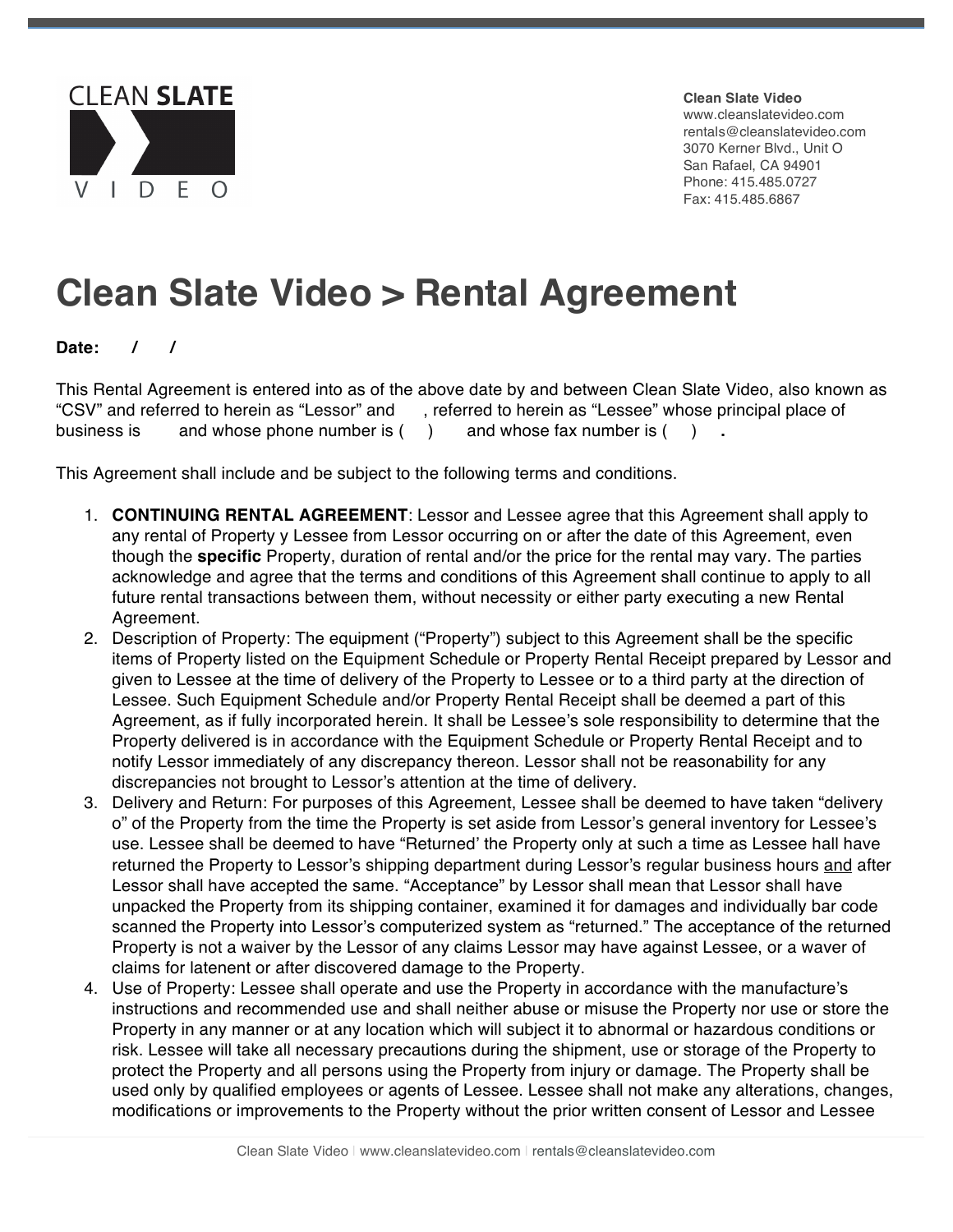CLEAN **SLATE** VIDEO

**Clean Slate Video**
www.cleanslatevideo.com
rentals@cleanslatevideo.com
3070 Kerner Blvd., Unit O
San Rafael, CA 94901
Phone: 415.485.0727
Fax: 415.485.6867

# Clean Slate Video > Rental Agreement

**Date: / /**

This Rental Agreement is entered into as of the above date by and between Clean Slate Video, also known as "CSV" and referred to herein as "Lessor" and , referred to herein as "Lessee" whose principal place of business is and whose phone number is ( ) and whose fax number is ( ) **.**

This Agreement shall include and be subject to the following terms and conditions.

1. **CONTINUING RENTAL AGREEMENT**: Lessor and Lessee agree that this Agreement shall apply to any rental of Property y Lessee from Lessor occurring on or after the date of this Agreement, even though the **specific** Property, duration of rental and/or the price for the rental may vary. The parties acknowledge and agree that the terms and conditions of this Agreement shall continue to apply to all future rental transactions between them, without necessity or either party executing a new Rental Agreement.
2. Description of Property: The equipment ("Property") subject to this Agreement shall be the specific items of Property listed on the Equipment Schedule or Property Rental Receipt prepared by Lessor and given to Lessee at the time of delivery of the Property to Lessee or to a third party at the direction of Lessee. Such Equipment Schedule and/or Property Rental Receipt shall be deemed a part of this Agreement, as if fully incorporated herein. It shall be Lessee's sole responsibility to determine that the Property delivered is in accordance with the Equipment Schedule or Property Rental Receipt and to notify Lessor immediately of any discrepancy thereon. Lessor shall not be reasonability for any discrepancies not brought to Lessor's attention at the time of delivery.
3. Delivery and Return: For purposes of this Agreement, Lessee shall be deemed to have taken "delivery o" of the Property from the time the Property is set aside from Lessor's general inventory for Lessee's use. Lessee shall be deemed to have "Returned' the Property only at such a time as Lessee hall have returned the Property to Lessor's shipping department during Lessor's regular business hours and after Lessor shall have accepted the same. "Acceptance" by Lessor shall mean that Lessor shall have unpacked the Property from its shipping container, examined it for damages and individually bar code scanned the Property into Lessor's computerized system as "returned." The acceptance of the returned Property is not a waiver by the Lessor of any claims Lessor may have against Lessee, or a waver of claims for latenent or after discovered damage to the Property.
4. Use of Property: Lessee shall operate and use the Property in accordance with the manufacture's instructions and recommended use and shall neither abuse or misuse the Property nor use or store the Property in any manner or at any location which will subject it to abnormal or hazardous conditions or risk. Lessee will take all necessary precautions during the shipment, use or storage of the Property to protect the Property and all persons using the Property from injury or damage. The Property shall be used only by qualified employees or agents of Lessee. Lessee shall not make any alterations, changes, modifications or improvements to the Property without the prior written consent of Lessor and Lessee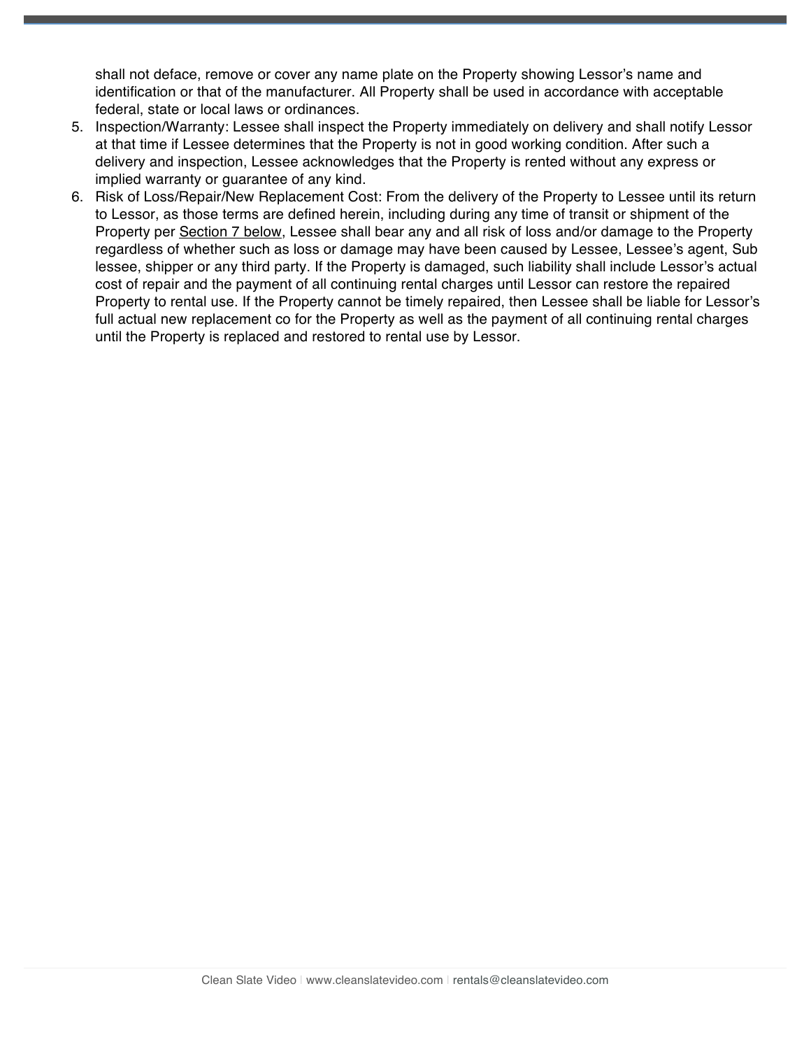shall not deface, remove or cover any name plate on the Property showing Lessor's name and identification or that of the manufacturer. All Property shall be used in accordance with acceptable federal, state or local laws or ordinances.

5. Inspection/Warranty: Lessee shall inspect the Property immediately on delivery and shall notify Lessor at that time if Lessee determines that the Property is not in good working condition. After such a delivery and inspection, Lessee acknowledges that the Property is rented without any express or implied warranty or guarantee of any kind.
6. Risk of Loss/Repair/New Replacement Cost: From the delivery of the Property to Lessee until its return to Lessor, as those terms are defined herein, including during any time of transit or shipment of the Property per Section 7 below, Lessee shall bear any and all risk of loss and/or damage to the Property regardless of whether such as loss or damage may have been caused by Lessee, Lessee's agent, Sub lessee, shipper or any third party. If the Property is damaged, such liability shall include Lessor's actual cost of repair and the payment of all continuing rental charges until Lessor can restore the repaired Property to rental use. If the Property cannot be timely repaired, then Lessee shall be liable for Lessor's full actual new replacement co for the Property as well as the payment of all continuing rental charges until the Property is replaced and restored to rental use by Lessor.